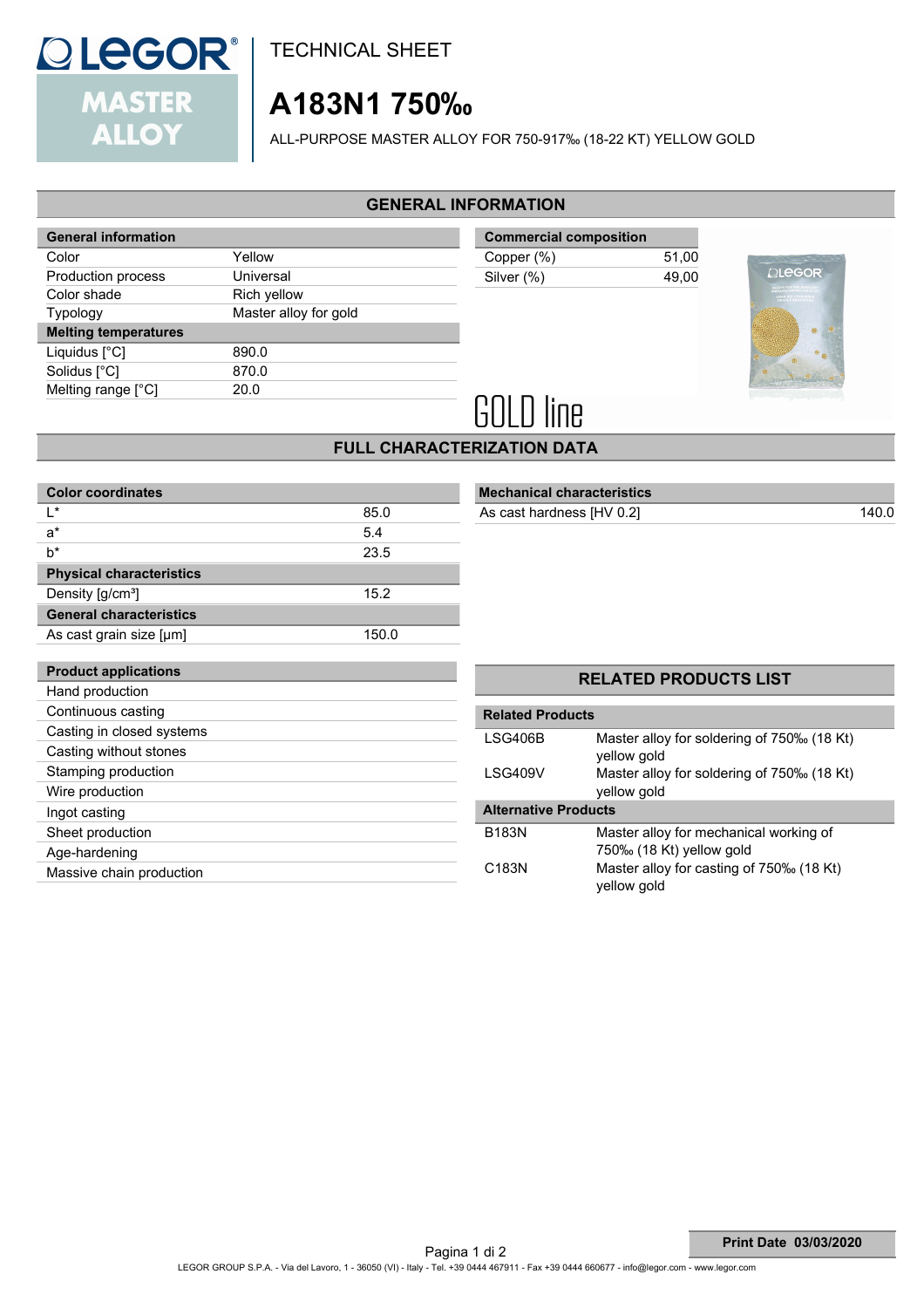TECHNICAL SHEET

# A183N1 750‰

ALL-PURPOSE MASTER ALLOY FOR 750-917‰ (18-22 KT) YELLOW GOLD

## GENERAL INFORMATION

| General information | |
|---|---|
| Color | Yellow |
| Production process | Universal |
| Color shade | Rich yellow |
| Typology | Master alloy for gold |
| **Melting temperatures** | |
| Liquidus [°C] | 890.0 |
| Solidus [°C] | 870.0 |
| Melting range [°C] | 20.0 |

| Commercial composition | |
|---|---|
| Copper (%) | 51,00 |
| Silver (%) | 49,00 |

GOLD line

## FULL CHARACTERIZATION DATA

| Color coordinates | |
|---|---|
| L* | 85.0 |
| a* | 5.4 |
| b* | 23.5 |
| **Physical characteristics** | |
| Density [g/cm³] | 15.2 |
| **General characteristics** | |
| As cast grain size [μm] | 150.0 |

| Mechanical characteristics | |
|---|---|
| As cast hardness [HV 0.2] | 140.0 |

| Product applications |
|---|
| Hand production |
| Continuous casting |
| Casting in closed systems |
| Casting without stones |
| Stamping production |
| Wire production |
| Ingot casting |
| Sheet production |
| Age-hardening |
| Massive chain production |

## RELATED PRODUCTS LIST

| Related Products | |
|---|---|
| LSG406B | Master alloy for soldering of 750‰ (18 Kt) yellow gold |
| LSG409V | Master alloy for soldering of 750‰ (18 Kt) yellow gold |
| **Alternative Products** | |
| B183N | Master alloy for mechanical working of 750‰ (18 Kt) yellow gold |
| C183N | Master alloy for casting of 750‰ (18 Kt) yellow gold |

Print Date 03/03/2020

LEGOR GROUP S.P.A. - Via del Lavoro, 1 - 36050 (VI) - Italy - Tel. +39 0444 467911 - Fax +39 0444 660677 - info@legor.com - www.legor.com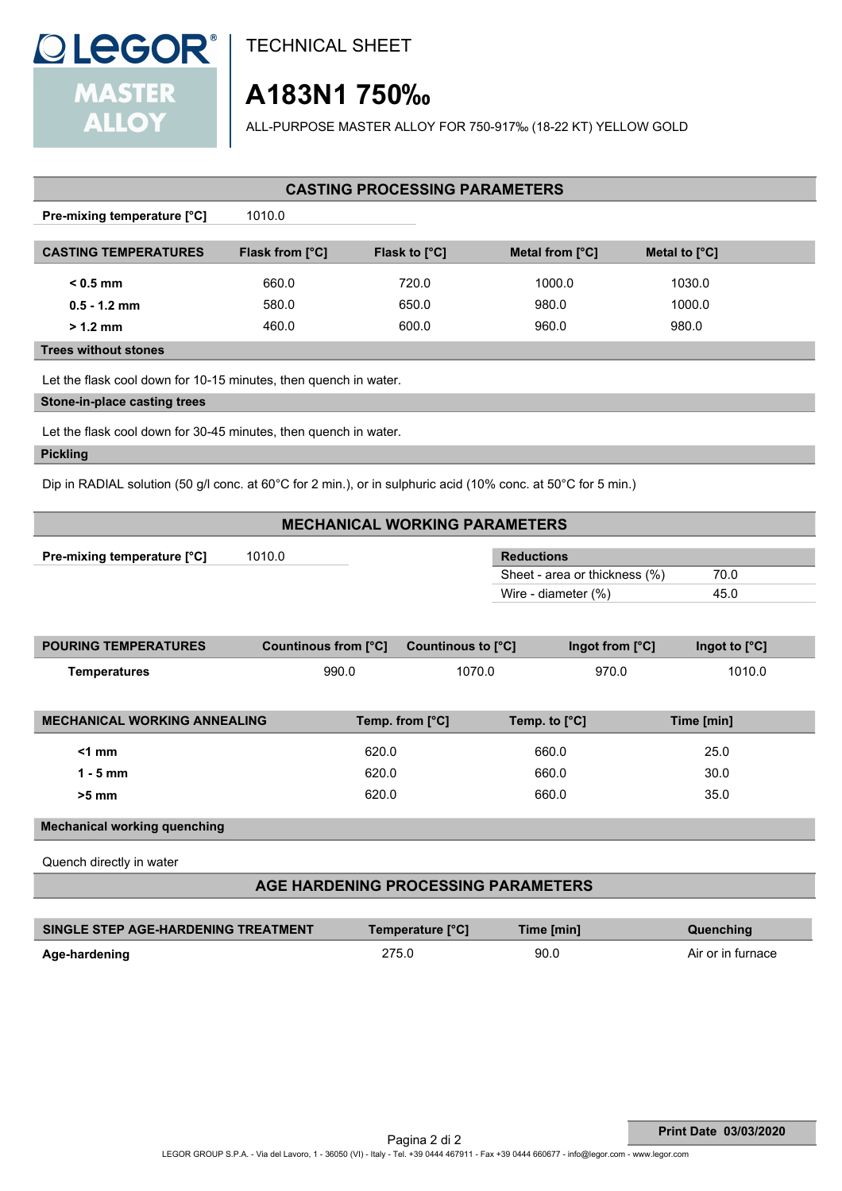LEGOR® MASTER ALLOY

TECHNICAL SHEET

# A183N1 750‰

ALL-PURPOSE MASTER ALLOY FOR 750-917‰ (18-22 KT) YELLOW GOLD

## CASTING PROCESSING PARAMETERS

**Pre-mixing temperature [°C]** 1010.0

| CASTING TEMPERATURES | Flask from [°C] | Flask to [°C] | Metal from [°C] | Metal to [°C] |
|---|---|---|---|---|
| **< 0.5 mm** | 660.0 | 720.0 | 1000.0 | 1030.0 |
| **0.5 - 1.2 mm** | 580.0 | 650.0 | 980.0 | 1000.0 |
| **> 1.2 mm** | 460.0 | 600.0 | 960.0 | 980.0 |

**Trees without stones**

Let the flask cool down for 10-15 minutes, then quench in water.

**Stone-in-place casting trees**

Let the flask cool down for 30-45 minutes, then quench in water.

**Pickling**

Dip in RADIAL solution (50 g/l conc. at 60°C for 2 min.), or in sulphuric acid (10% conc. at 50°C for 5 min.)

## MECHANICAL WORKING PARAMETERS

**Pre-mixing temperature [°C]** 1010.0

| Reductions | |
|---|---|
| Sheet - area or thickness (%) | 70.0 |
| Wire - diameter (%) | 45.0 |

| POURING TEMPERATURES | Countinous from [°C] | Countinous to [°C] | Ingot from [°C] | Ingot to [°C] |
|---|---|---|---|---|
| **Temperatures** | 990.0 | 1070.0 | 970.0 | 1010.0 |

| MECHANICAL WORKING ANNEALING | Temp. from [°C] | Temp. to [°C] | Time [min] |
|---|---|---|---|
| **<1 mm** | 620.0 | 660.0 | 25.0 |
| **1 - 5 mm** | 620.0 | 660.0 | 30.0 |
| **>5 mm** | 620.0 | 660.0 | 35.0 |

**Mechanical working quenching**

Quench directly in water

## AGE HARDENING PROCESSING PARAMETERS

| SINGLE STEP AGE-HARDENING TREATMENT | Temperature [°C] | Time [min] | Quenching |
|---|---|---|---|
| **Age-hardening** | 275.0 | 90.0 | Air or in furnace |

**Print Date 03/03/2020**

LEGOR GROUP S.P.A. - Via del Lavoro, 1 - 36050 (VI) - Italy - Tel. +39 0444 467911 - Fax +39 0444 660677 - info@legor.com - www.legor.com